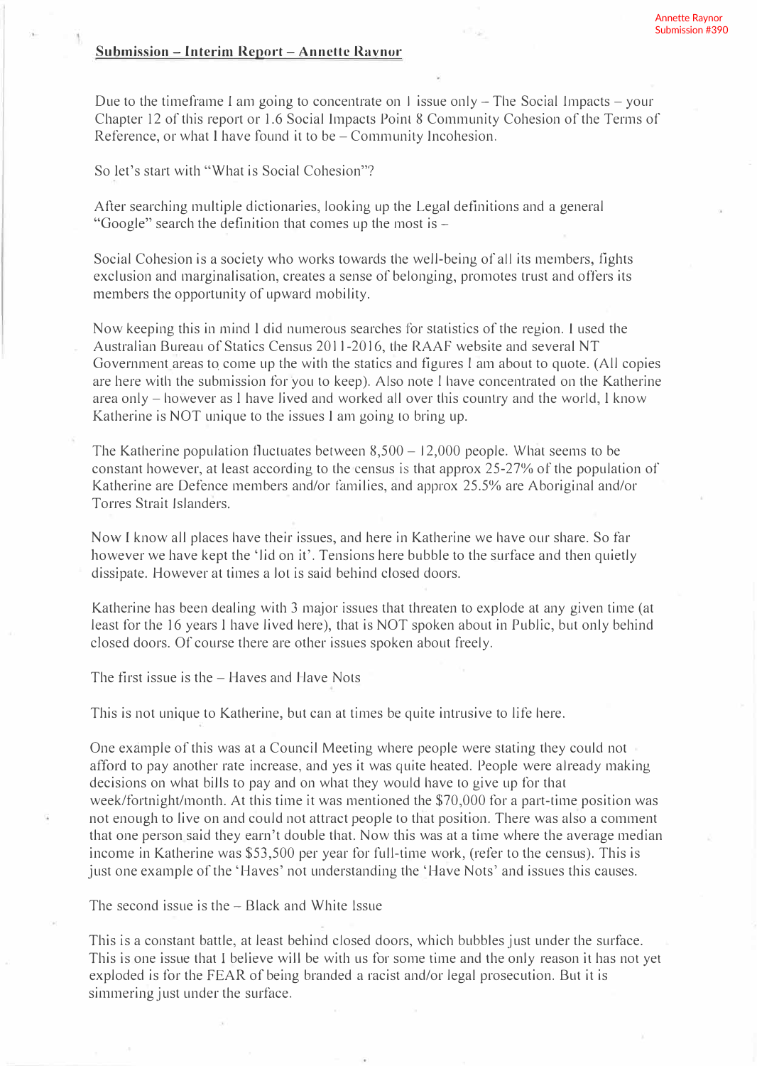Annette Raynor
Submission #390

**Submission – Interim Report – Annette Raynor**

Due to the timeframe I am going to concentrate on 1 issue only – The Social Impacts – your Chapter 12 of this report or 1.6 Social Impacts Point 8 Community Cohesion of the Terms of Reference, or what I have found it to be – Community Incohesion.

So let's start with "What is Social Cohesion"?

After searching multiple dictionaries, looking up the Legal definitions and a general "Google" search the definition that comes up the most is –

Social Cohesion is a society who works towards the well-being of all its members, fights exclusion and marginalisation, creates a sense of belonging, promotes trust and offers its members the opportunity of upward mobility.

Now keeping this in mind I did numerous searches for statistics of the region. I used the Australian Bureau of Statics Census 2011-2016, the RAAF website and several NT Government areas to come up the with the statics and figures I am about to quote. (All copies are here with the submission for you to keep). Also note I have concentrated on the Katherine area only – however as I have lived and worked all over this country and the world, I know Katherine is NOT unique to the issues I am going to bring up.

The Katherine population fluctuates between 8,500 – 12,000 people. What seems to be constant however, at least according to the census is that approx 25-27% of the population of Katherine are Defence members and/or families, and approx 25.5% are Aboriginal and/or Torres Strait Islanders.

Now I know all places have their issues, and here in Katherine we have our share. So far however we have kept the 'lid on it'. Tensions here bubble to the surface and then quietly dissipate. However at times a lot is said behind closed doors.

Katherine has been dealing with 3 major issues that threaten to explode at any given time (at least for the 16 years I have lived here), that is NOT spoken about in Public, but only behind closed doors. Of course there are other issues spoken about freely.

The first issue is the – Haves and Have Nots

This is not unique to Katherine, but can at times be quite intrusive to life here.

One example of this was at a Council Meeting where people were stating they could not afford to pay another rate increase, and yes it was quite heated. People were already making decisions on what bills to pay and on what they would have to give up for that week/fortnight/month. At this time it was mentioned the $70,000 for a part-time position was not enough to live on and could not attract people to that position. There was also a comment that one person said they earn't double that. Now this was at a time where the average median income in Katherine was $53,500 per year for full-time work, (refer to the census). This is just one example of the 'Haves' not understanding the 'Have Nots' and issues this causes.

The second issue is the – Black and White Issue

This is a constant battle, at least behind closed doors, which bubbles just under the surface. This is one issue that I believe will be with us for some time and the only reason it has not yet exploded is for the FEAR of being branded a racist and/or legal prosecution. But it is simmering just under the surface.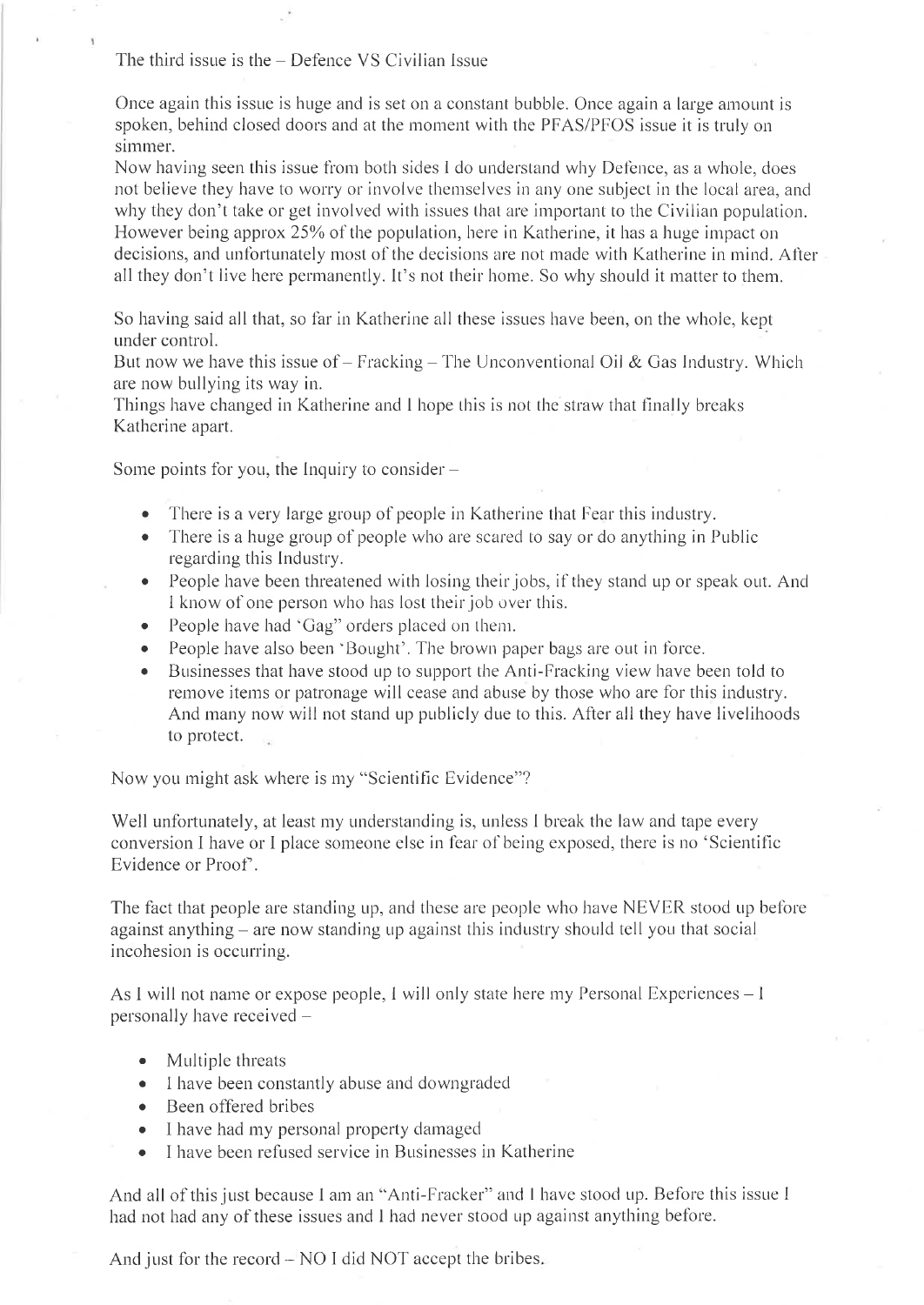The third issue is the – Defence VS Civilian Issue

Once again this issue is huge and is set on a constant bubble. Once again a large amount is spoken, behind closed doors and at the moment with the PFAS/PFOS issue it is truly on simmer.
Now having seen this issue from both sides I do understand why Defence, as a whole, does not believe they have to worry or involve themselves in any one subject in the local area, and why they don't take or get involved with issues that are important to the Civilian population. However being approx 25% of the population, here in Katherine, it has a huge impact on decisions, and unfortunately most of the decisions are not made with Katherine in mind. After all they don't live here permanently. It's not their home. So why should it matter to them.

So having said all that, so far in Katherine all these issues have been, on the whole, kept under control.
But now we have this issue of – Fracking – The Unconventional Oil & Gas Industry. Which are now bullying its way in.
Things have changed in Katherine and I hope this is not the straw that finally breaks Katherine apart.

Some points for you, the Inquiry to consider –

- There is a very large group of people in Katherine that Fear this industry.
- There is a huge group of people who are scared to say or do anything in Public regarding this Industry.
- People have been threatened with losing their jobs, if they stand up or speak out. And I know of one person who has lost their job over this.
- People have had 'Gag" orders placed on them.
- People have also been 'Bought'. The brown paper bags are out in force.
- Businesses that have stood up to support the Anti-Fracking view have been told to remove items or patronage will cease and abuse by those who are for this industry. And many now will not stand up publicly due to this. After all they have livelihoods to protect.

Now you might ask where is my "Scientific Evidence"?

Well unfortunately, at least my understanding is, unless I break the law and tape every conversion I have or I place someone else in fear of being exposed, there is no 'Scientific Evidence or Proof'.

The fact that people are standing up, and these are people who have NEVER stood up before against anything – are now standing up against this industry should tell you that social incohesion is occurring.

As I will not name or expose people, I will only state here my Personal Experiences – I personally have received –

- Multiple threats
- I have been constantly abuse and downgraded
- Been offered bribes
- I have had my personal property damaged
- I have been refused service in Businesses in Katherine

And all of this just because I am an "Anti-Fracker" and I have stood up. Before this issue I had not had any of these issues and I had never stood up against anything before.

And just for the record – NO I did NOT accept the bribes.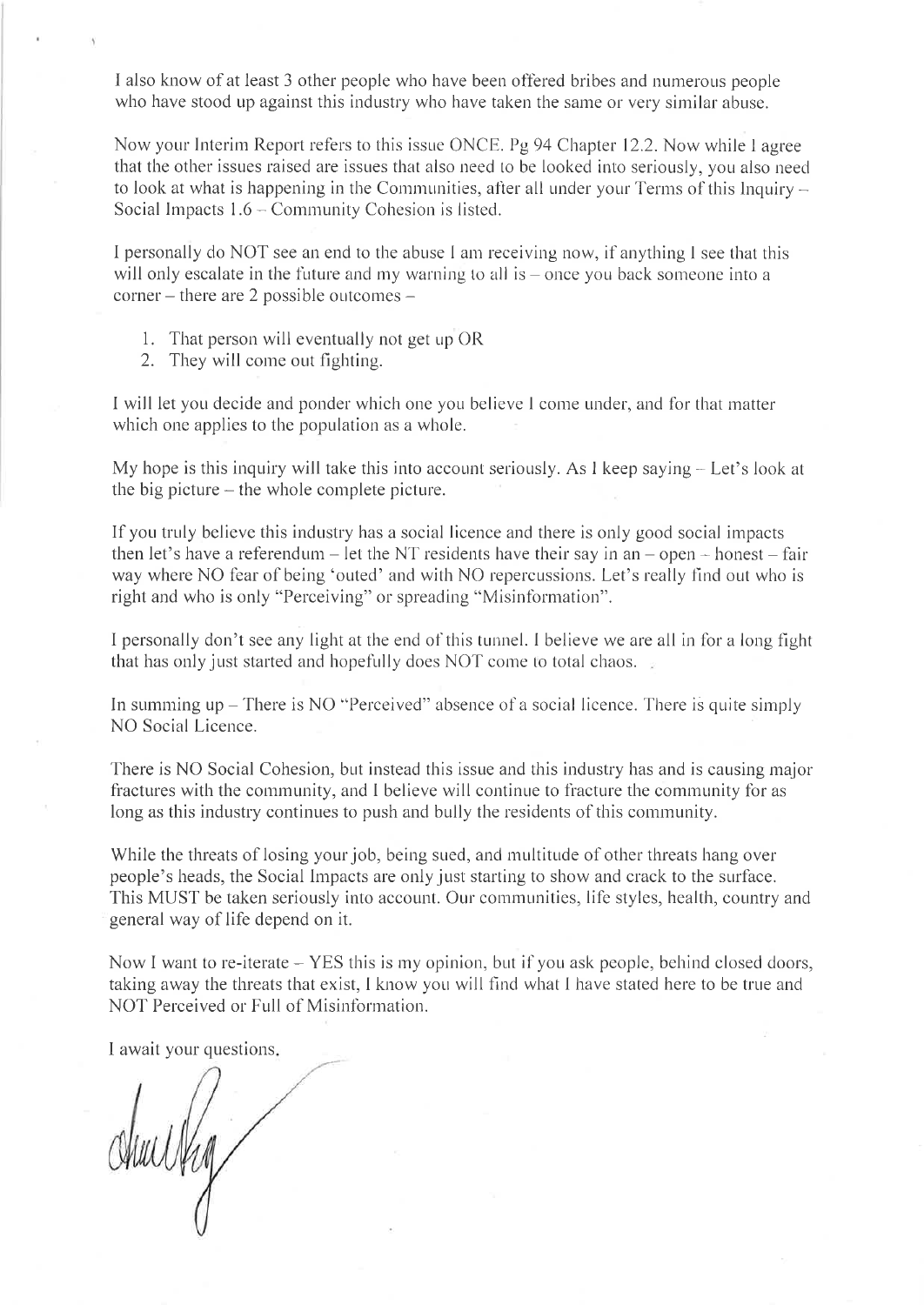I also know of at least 3 other people who have been offered bribes and numerous people who have stood up against this industry who have taken the same or very similar abuse.

Now your Interim Report refers to this issue ONCE. Pg 94 Chapter 12.2. Now while I agree that the other issues raised are issues that also need to be looked into seriously, you also need to look at what is happening in the Communities, after all under your Terms of this Inquiry – Social Impacts 1.6 – Community Cohesion is listed.

I personally do NOT see an end to the abuse I am receiving now, if anything I see that this will only escalate in the future and my warning to all is – once you back someone into a corner – there are 2 possible outcomes –

1. That person will eventually not get up OR
2. They will come out fighting.

I will let you decide and ponder which one you believe I come under, and for that matter which one applies to the population as a whole.

My hope is this inquiry will take this into account seriously. As I keep saying – Let's look at the big picture – the whole complete picture.

If you truly believe this industry has a social licence and there is only good social impacts then let's have a referendum – let the NT residents have their say in an – open – honest – fair way where NO fear of being 'outed' and with NO repercussions. Let's really find out who is right and who is only "Perceiving" or spreading "Misinformation".

I personally don't see any light at the end of this tunnel. I believe we are all in for a long fight that has only just started and hopefully does NOT come to total chaos.

In summing up – There is NO "Perceived" absence of a social licence. There is quite simply NO Social Licence.

There is NO Social Cohesion, but instead this issue and this industry has and is causing major fractures with the community, and I believe will continue to fracture the community for as long as this industry continues to push and bully the residents of this community.

While the threats of losing your job, being sued, and multitude of other threats hang over people's heads, the Social Impacts are only just starting to show and crack to the surface. This MUST be taken seriously into account. Our communities, life styles, health, country and general way of life depend on it.

Now I want to re-iterate – YES this is my opinion, but if you ask people, behind closed doors, taking away the threats that exist, I know you will find what I have stated here to be true and NOT Perceived or Full of Misinformation.

I await your questions.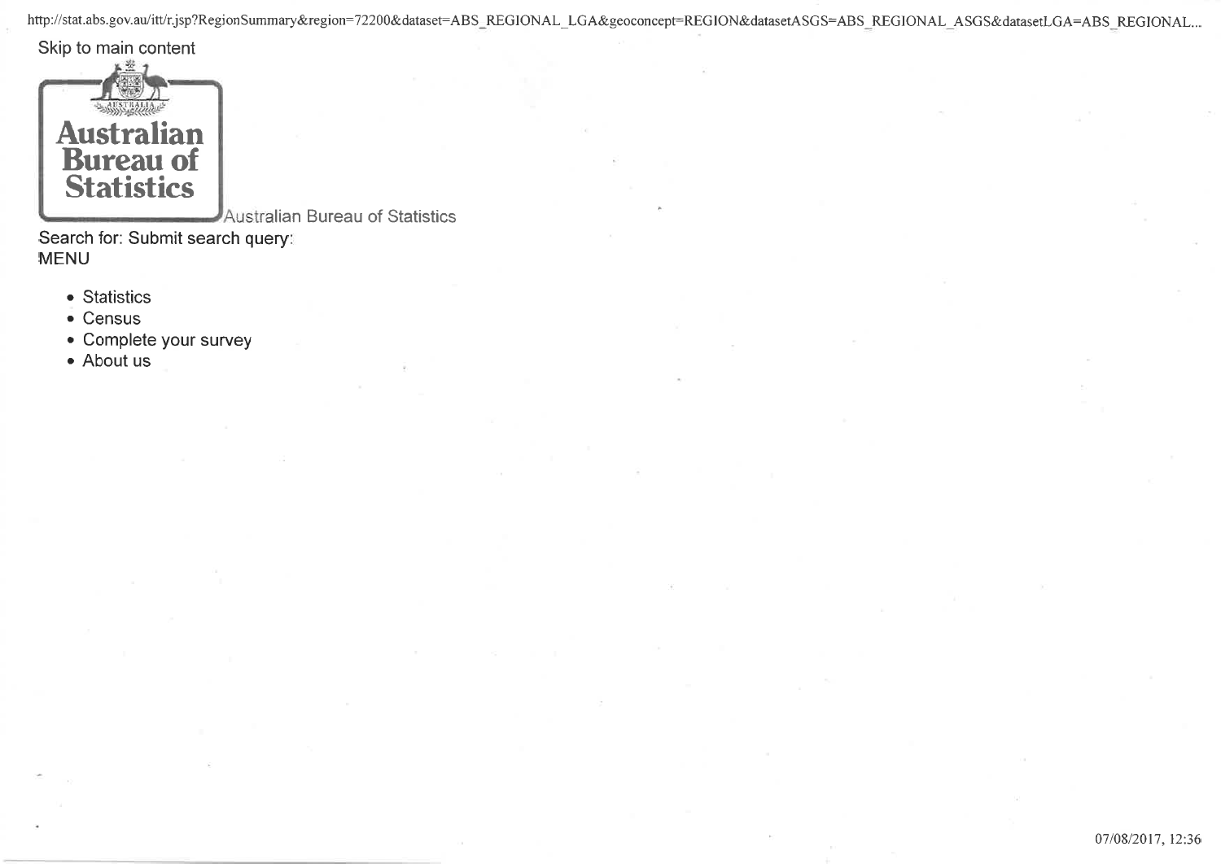Skip to main content

**Australian Bureau of Statistics**

Australian Bureau of Statistics

Search for: Submit search query:

MENU

- Statistics
- Census
- Complete your survey
- About us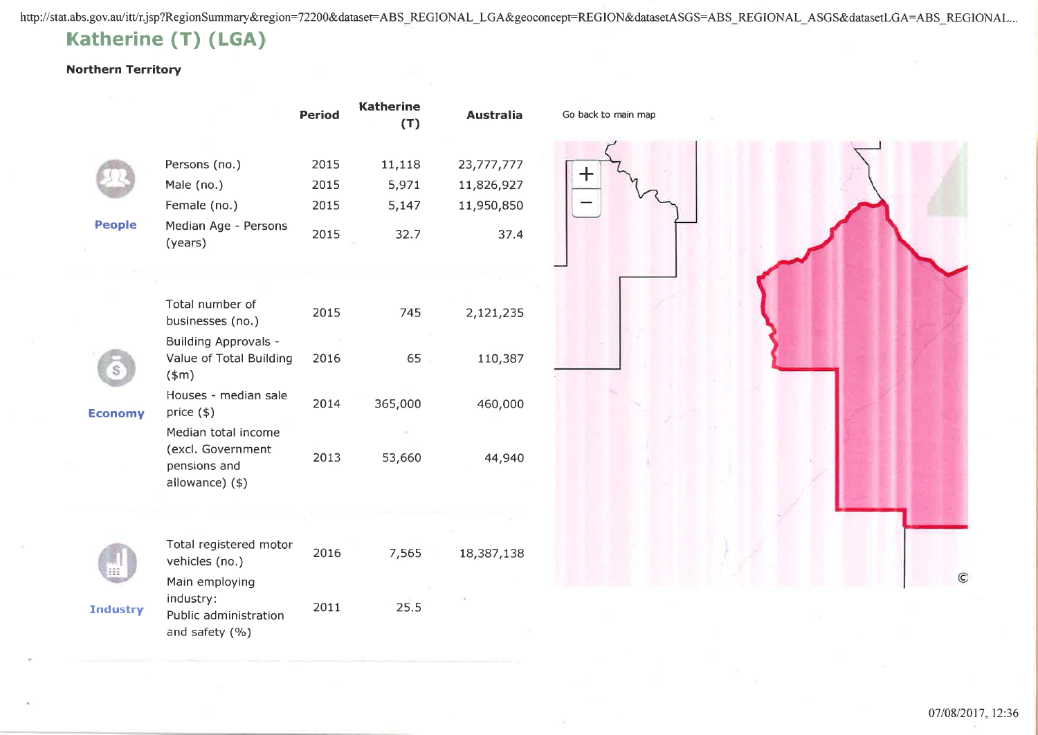# Katherine (T) (LGA)

**Northern Territory**

| | | Period | Katherine (T) | Australia |
|---|---|---|---|---|
| People | Persons (no.) | 2015 | 11,118 | 23,777,777 |
| | Male (no.) | 2015 | 5,971 | 11,826,927 |
| | Female (no.) | 2015 | 5,147 | 11,950,850 |
| | Median Age - Persons (years) | 2015 | 32.7 | 37.4 |
| Economy | Total number of businesses (no.) | 2015 | 745 | 2,121,235 |
| | Building Approvals - Value of Total Building ($m) | 2016 | 65 | 110,387 |
| | Houses - median sale price ($) | 2014 | 365,000 | 460,000 |
| | Median total income (excl. Government pensions and allowance) ($) | 2013 | 53,660 | 44,940 |
| Industry | Total registered motor vehicles (no.) | 2016 | 7,565 | 18,387,138 |
| | Main employing industry: Public administration and safety (%) | 2011 | 25.5 | |

Go back to main map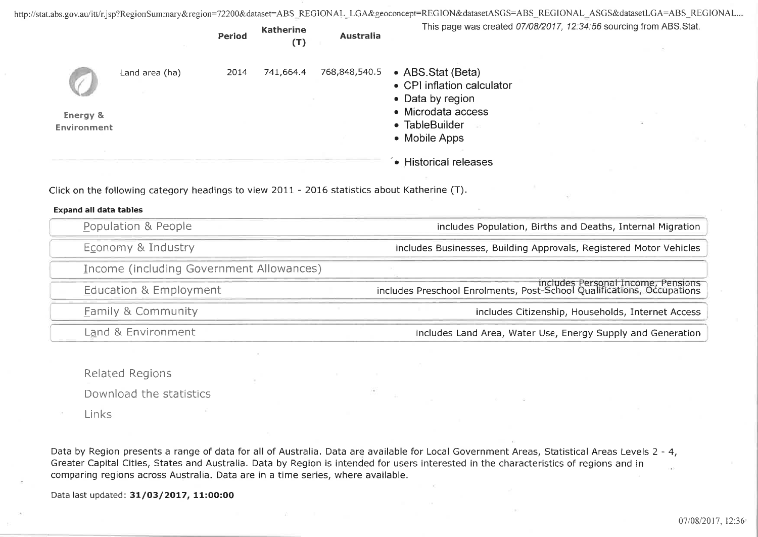| | | Period | Katherine (T) | Australia |
|---|---|---|---|---|
| Energy & Environment | Land area (ha) | 2014 | 741,664.4 | 768,848,540.5 |

- ABS.Stat (Beta)
- CPI inflation calculator
- Data by region
- Microdata access
- TableBuilder
- Mobile Apps
- Historical releases

Click on the following category headings to view 2011 - 2016 statistics about Katherine (T).

**Expand all data tables**

| Category | Includes |
|---|---|
| Population & People | includes Population, Births and Deaths, Internal Migration |
| Economy & Industry | includes Businesses, Building Approvals, Registered Motor Vehicles |
| Income (including Government Allowances) | includes Personal Income, Pensions |
| Education & Employment | includes Preschool Enrolments, Post-School Qualifications, Occupations |
| Family & Community | includes Citizenship, Households, Internet Access |
| Land & Environment | includes Land Area, Water Use, Energy Supply and Generation |

Related Regions

Download the statistics

Links

Data by Region presents a range of data for all of Australia. Data are available for Local Government Areas, Statistical Areas Levels 2 - 4, Greater Capital Cities, States and Australia. Data by Region is intended for users interested in the characteristics of regions and in comparing regions across Australia. Data are in a time series, where available.

Data last updated: **31/03/2017, 11:00:00**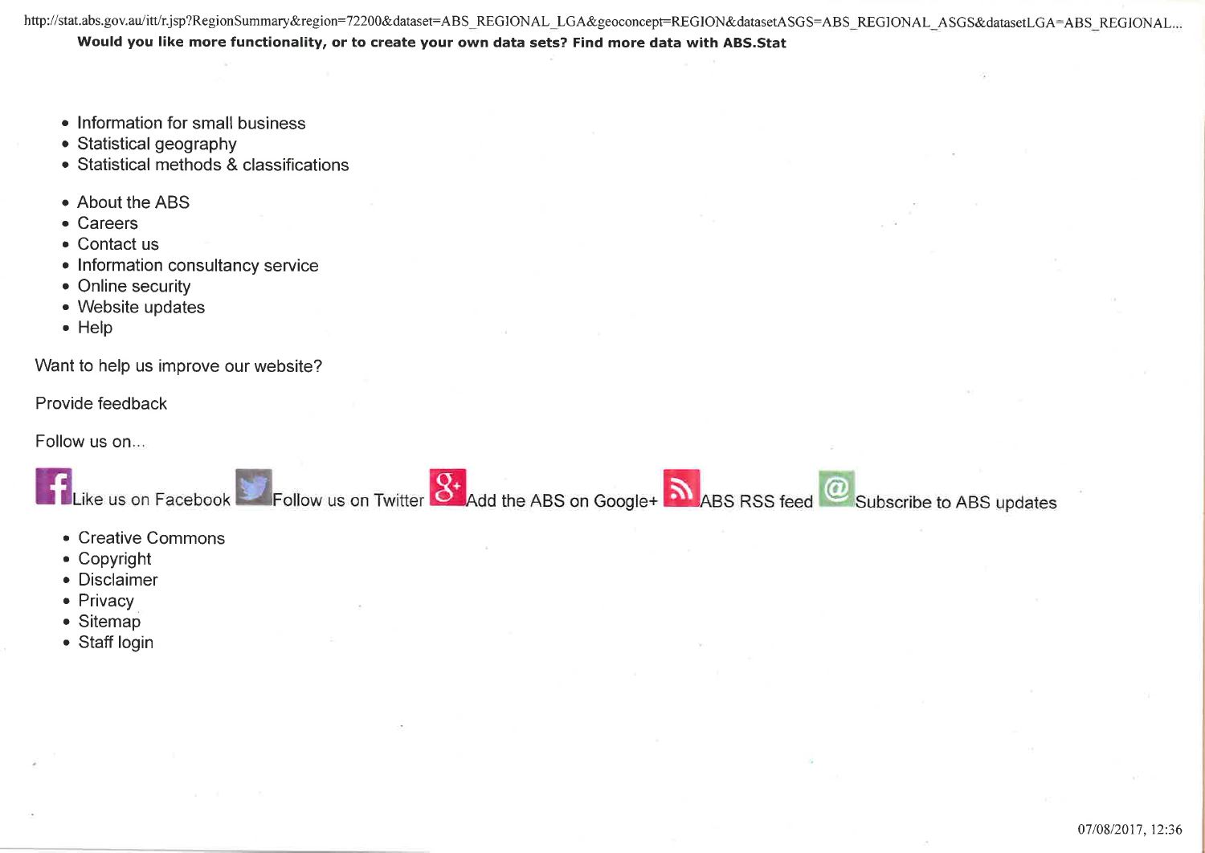**Would you like more functionality, or to create your own data sets? Find more data with ABS.Stat**

- Information for small business
- Statistical geography
- Statistical methods & classifications

- About the ABS
- Careers
- Contact us
- Information consultancy service
- Online security
- Website updates
- Help

Want to help us improve our website?

Provide feedback

Follow us on...

Like us on Facebook Follow us on Twitter Add the ABS on Google+ ABS RSS feed Subscribe to ABS updates

- Creative Commons
- Copyright
- Disclaimer
- Privacy
- Sitemap
- Staff login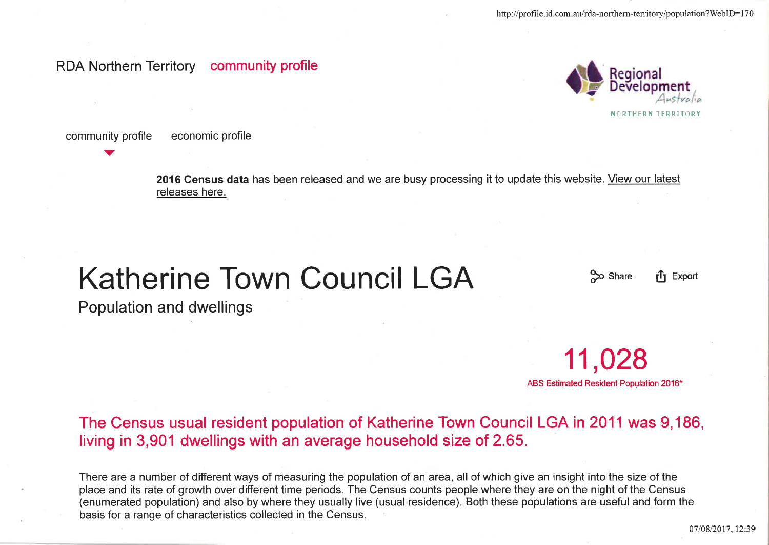RDA Northern Territory **community profile**

Regional Development Australia NORTHERN TERRITORY

community profile    economic profile

**2016 Census data** has been released and we are busy processing it to update this website. View our latest releases here.

# Katherine Town Council LGA

## Population and dwellings

Share    Export

**11,028**

ABS Estimated Resident Population 2016*

### The Census usual resident population of Katherine Town Council LGA in 2011 was 9,186, living in 3,901 dwellings with an average household size of 2.65.

There are a number of different ways of measuring the population of an area, all of which give an insight into the size of the place and its rate of growth over different time periods. The Census counts people where they are on the night of the Census (enumerated population) and also by where they usually live (usual residence). Both these populations are useful and form the basis for a range of characteristics collected in the Census.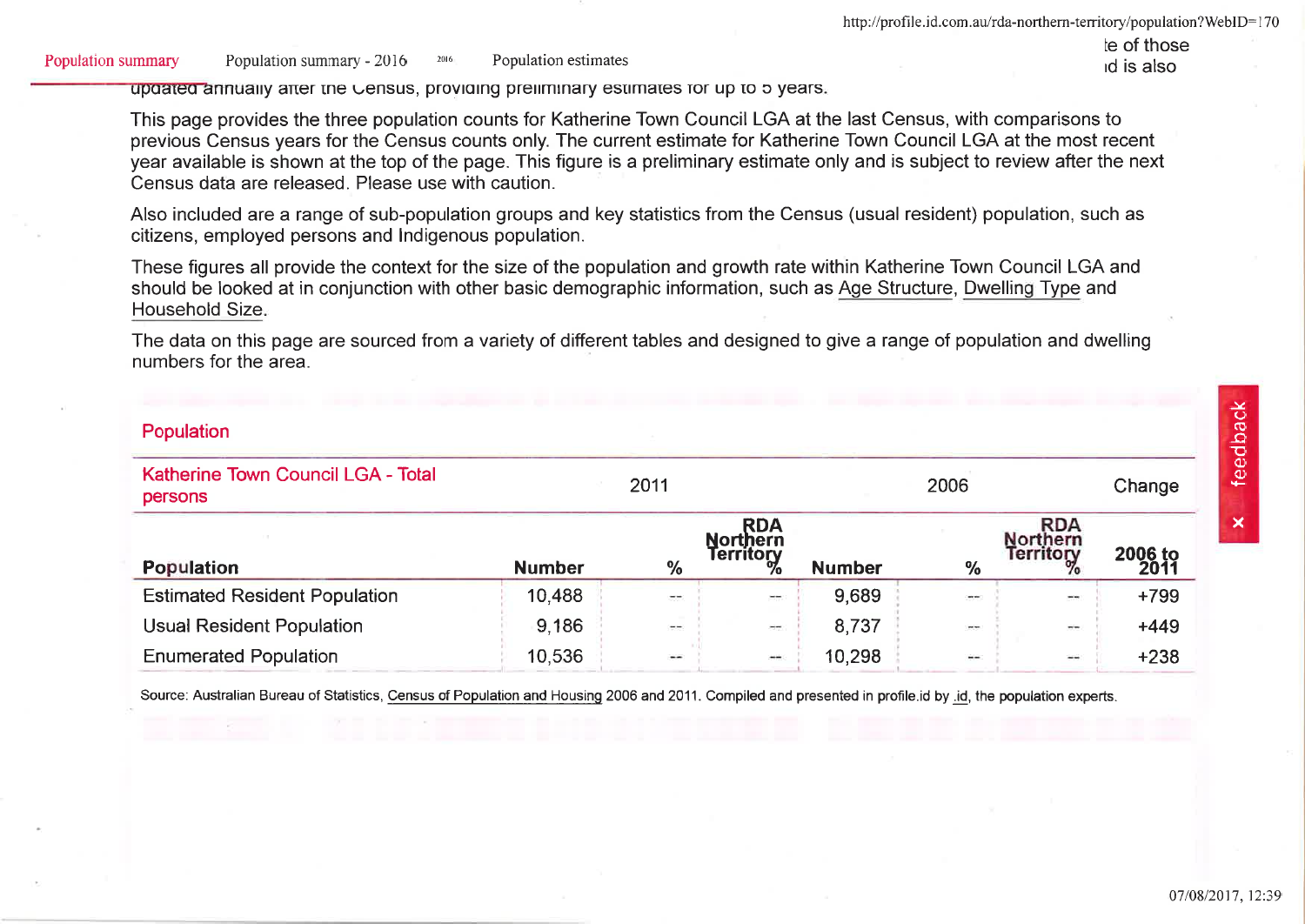updated annually after the Census, providing preliminary estimates for up to 5 years.

This page provides the three population counts for Katherine Town Council LGA at the last Census, with comparisons to previous Census years for the Census counts only. The current estimate for Katherine Town Council LGA at the most recent year available is shown at the top of the page. This figure is a preliminary estimate only and is subject to review after the next Census data are released. Please use with caution.

Also included are a range of sub-population groups and key statistics from the Census (usual resident) population, such as citizens, employed persons and Indigenous population.

These figures all provide the context for the size of the population and growth rate within Katherine Town Council LGA and should be looked at in conjunction with other basic demographic information, such as Age Structure, Dwelling Type and Household Size.

The data on this page are sourced from a variety of different tables and designed to give a range of population and dwelling numbers for the area.

## Population

| Katherine Town Council LGA - Total persons | 2011 | | | 2006 | | | Change |
|---|---|---|---|---|---|---|---|
| Population | Number | % | RDA Northern Territory % | Number | % | RDA Northern Territory % | 2006 to 2011 |
| Estimated Resident Population | 10,488 | -- | -- | 9,689 | -- | -- | +799 |
| Usual Resident Population | 9,186 | -- | -- | 8,737 | -- | -- | +449 |
| Enumerated Population | 10,536 | -- | -- | 10,298 | -- | -- | +238 |

Source: Australian Bureau of Statistics, Census of Population and Housing 2006 and 2011. Compiled and presented in profile.id by .id, the population experts.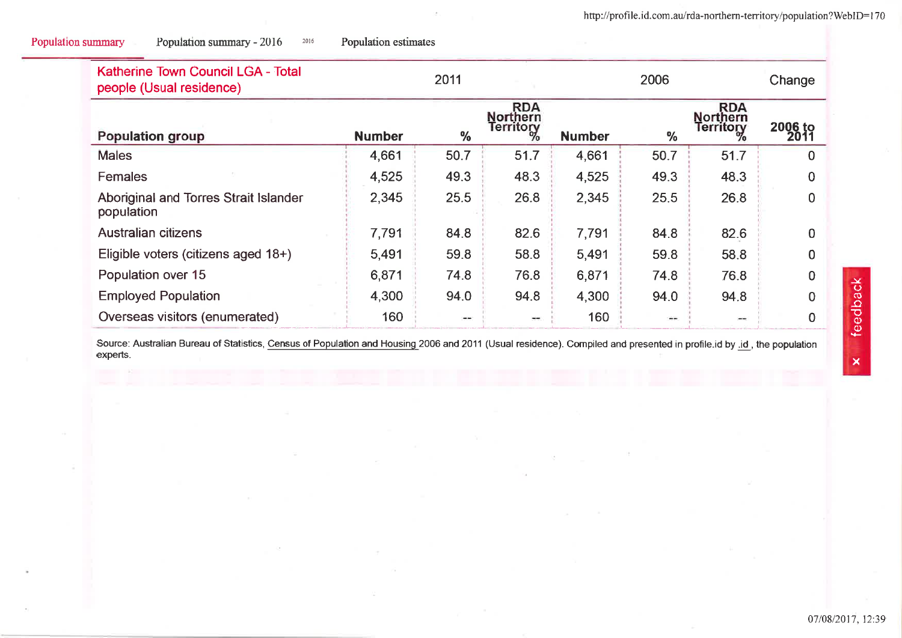Population summary | Population summary - 2016 | 2016 | Population estimates

| Katherine Town Council LGA - Total people (Usual residence) | 2011 | | | 2006 | | | Change |
|---|---|---|---|---|---|---|---|
| **Population group** | **Number** | **%** | **RDA Northern Territory %** | **Number** | **%** | **RDA Northern Territory %** | **2006 to 2011** |
| Males | 4,661 | 50.7 | 51.7 | 4,661 | 50.7 | 51.7 | 0 |
| Females | 4,525 | 49.3 | 48.3 | 4,525 | 49.3 | 48.3 | 0 |
| Aboriginal and Torres Strait Islander population | 2,345 | 25.5 | 26.8 | 2,345 | 25.5 | 26.8 | 0 |
| Australian citizens | 7,791 | 84.8 | 82.6 | 7,791 | 84.8 | 82.6 | 0 |
| Eligible voters (citizens aged 18+) | 5,491 | 59.8 | 58.8 | 5,491 | 59.8 | 58.8 | 0 |
| Population over 15 | 6,871 | 74.8 | 76.8 | 6,871 | 74.8 | 76.8 | 0 |
| Employed Population | 4,300 | 94.0 | 94.8 | 4,300 | 94.0 | 94.8 | 0 |
| Overseas visitors (enumerated) | 160 | -- | -- | 160 | -- | -- | 0 |

Source: Australian Bureau of Statistics, Census of Population and Housing 2006 and 2011 (Usual residence). Compiled and presented in profile.id by .id , the population experts.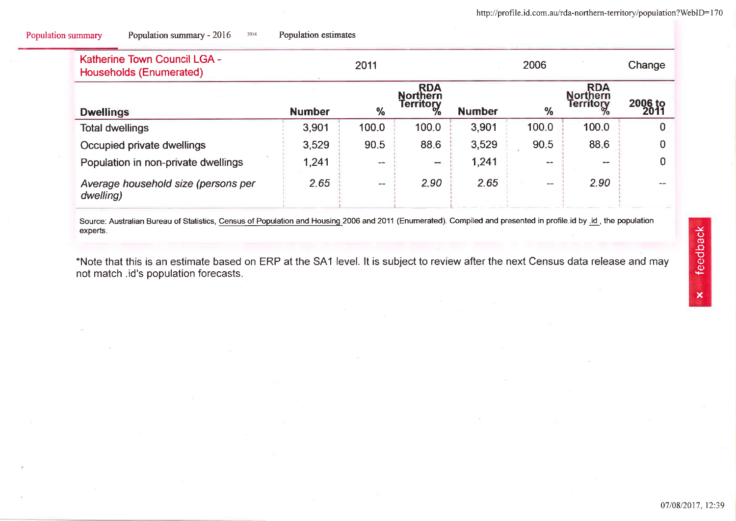Population summary | Population summary - 2016 | Population estimates

| Katherine Town Council LGA - Households (Enumerated) | 2011 | | | 2006 | | | Change |
|---|---|---|---|---|---|---|---|
| Dwellings | Number | % | RDA Northern Territory % | Number | % | RDA Northern Territory % | 2006 to 2011 |
| Total dwellings | 3,901 | 100.0 | 100.0 | 3,901 | 100.0 | 100.0 | 0 |
| Occupied private dwellings | 3,529 | 90.5 | 88.6 | 3,529 | 90.5 | 88.6 | 0 |
| Population in non-private dwellings | 1,241 | -- | -- | 1,241 | -- | -- | 0 |
| *Average household size (persons per dwelling)* | *2.65* | -- | *2.90* | *2.65* | -- | *2.90* | -- |

Source: Australian Bureau of Statistics, Census of Population and Housing 2006 and 2011 (Enumerated). Compiled and presented in profile.id by .id , the population experts.

*Note that this is an estimate based on ERP at the SA1 level. It is subject to review after the next Census data release and may not match .id's population forecasts.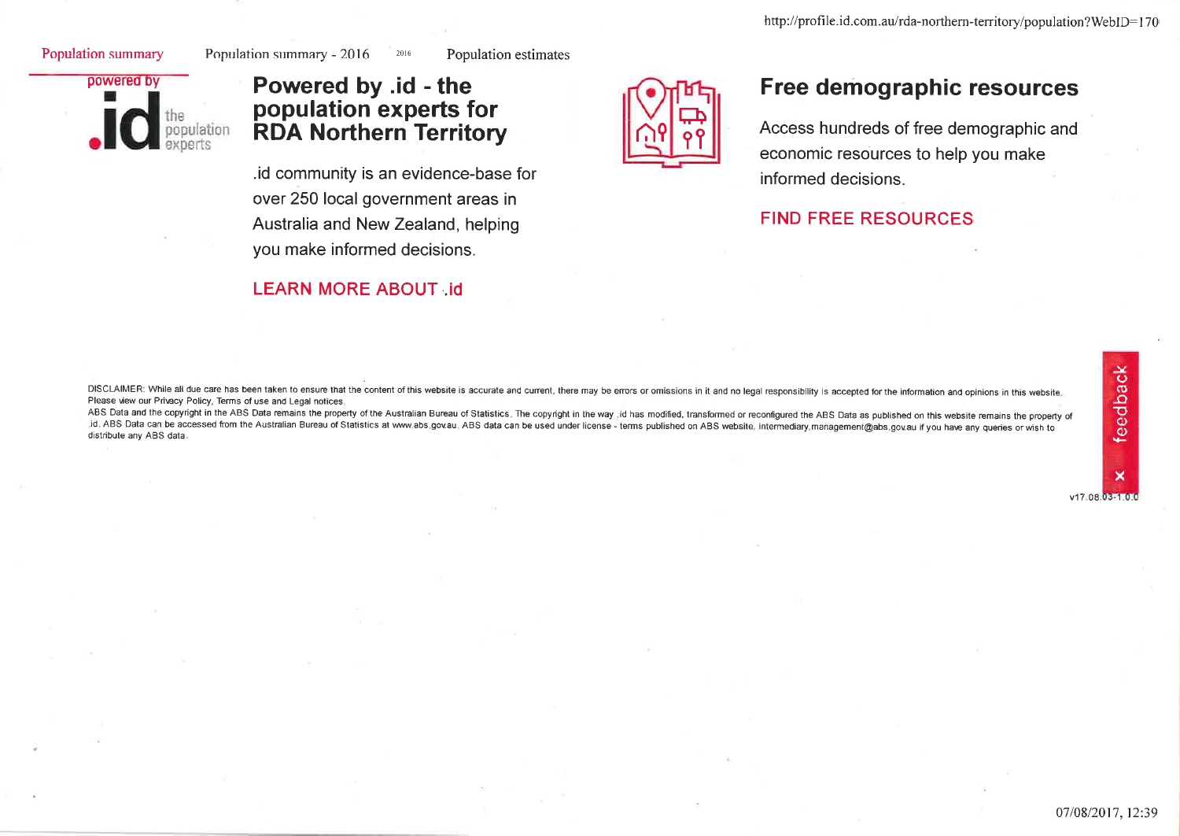Population summary | Population summary - 2016 | 2016 | Population estimates

powered by

.id the population experts

## Powered by .id - the population experts for RDA Northern Territory

.id community is an evidence-base for over 250 local government areas in Australia and New Zealand, helping you make informed decisions.

LEARN MORE ABOUT .id

## Free demographic resources

Access hundreds of free demographic and economic resources to help you make informed decisions.

FIND FREE RESOURCES

DISCLAIMER: While all due care has been taken to ensure that the content of this website is accurate and current, there may be errors or omissions in it and no legal responsibility is accepted for the information and opinions in this website. Please view our Privacy Policy, Terms of use and Legal notices.

ABS Data and the copyright in the ABS Data remains the property of the Australian Bureau of Statistics. The copyright in the way .id has modified, transformed or reconfigured the ABS Data as published on this website remains the property of .id. ABS Data can be accessed from the Australian Bureau of Statistics at www.abs.gov.au. ABS data can be used under license - terms published on ABS website, intermediary.management@abs.gov.au if you have any queries or wish to distribute any ABS data.

feedback

v17.08.03-1.0.0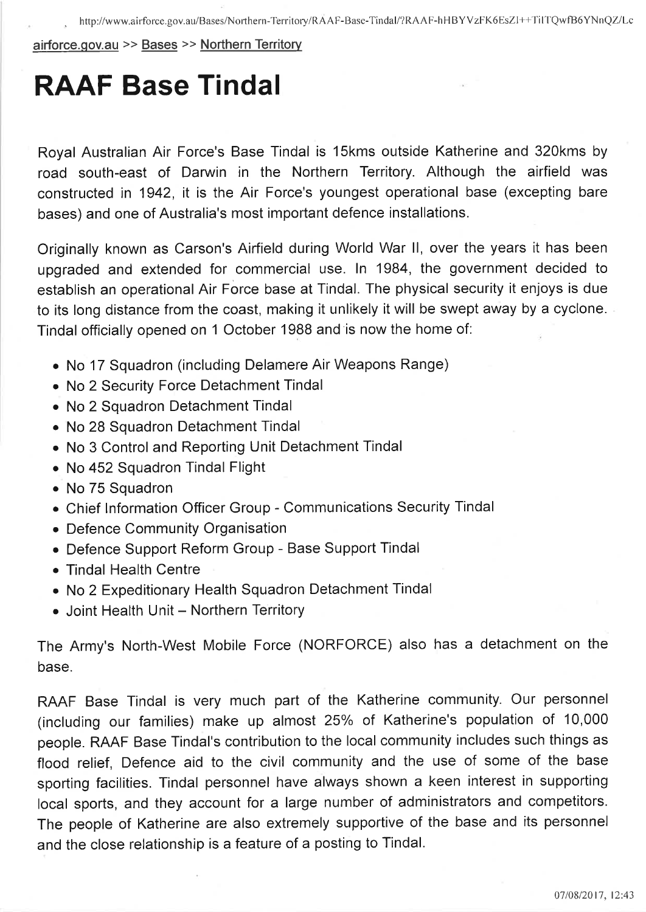airforce.gov.au >> Bases >> Northern Territory

# RAAF Base Tindal

Royal Australian Air Force's Base Tindal is 15kms outside Katherine and 320kms by road south-east of Darwin in the Northern Territory. Although the airfield was constructed in 1942, it is the Air Force's youngest operational base (excepting bare bases) and one of Australia's most important defence installations.

Originally known as Carson's Airfield during World War II, over the years it has been upgraded and extended for commercial use. In 1984, the government decided to establish an operational Air Force base at Tindal. The physical security it enjoys is due to its long distance from the coast, making it unlikely it will be swept away by a cyclone. Tindal officially opened on 1 October 1988 and is now the home of:

- No 17 Squadron (including Delamere Air Weapons Range)
- No 2 Security Force Detachment Tindal
- No 2 Squadron Detachment Tindal
- No 28 Squadron Detachment Tindal
- No 3 Control and Reporting Unit Detachment Tindal
- No 452 Squadron Tindal Flight
- No 75 Squadron
- Chief Information Officer Group - Communications Security Tindal
- Defence Community Organisation
- Defence Support Reform Group - Base Support Tindal
- Tindal Health Centre
- No 2 Expeditionary Health Squadron Detachment Tindal
- Joint Health Unit – Northern Territory

The Army's North-West Mobile Force (NORFORCE) also has a detachment on the base.

RAAF Base Tindal is very much part of the Katherine community. Our personnel (including our families) make up almost 25% of Katherine's population of 10,000 people. RAAF Base Tindal's contribution to the local community includes such things as flood relief, Defence aid to the civil community and the use of some of the base sporting facilities. Tindal personnel have always shown a keen interest in supporting local sports, and they account for a large number of administrators and competitors. The people of Katherine are also extremely supportive of the base and its personnel and the close relationship is a feature of a posting to Tindal.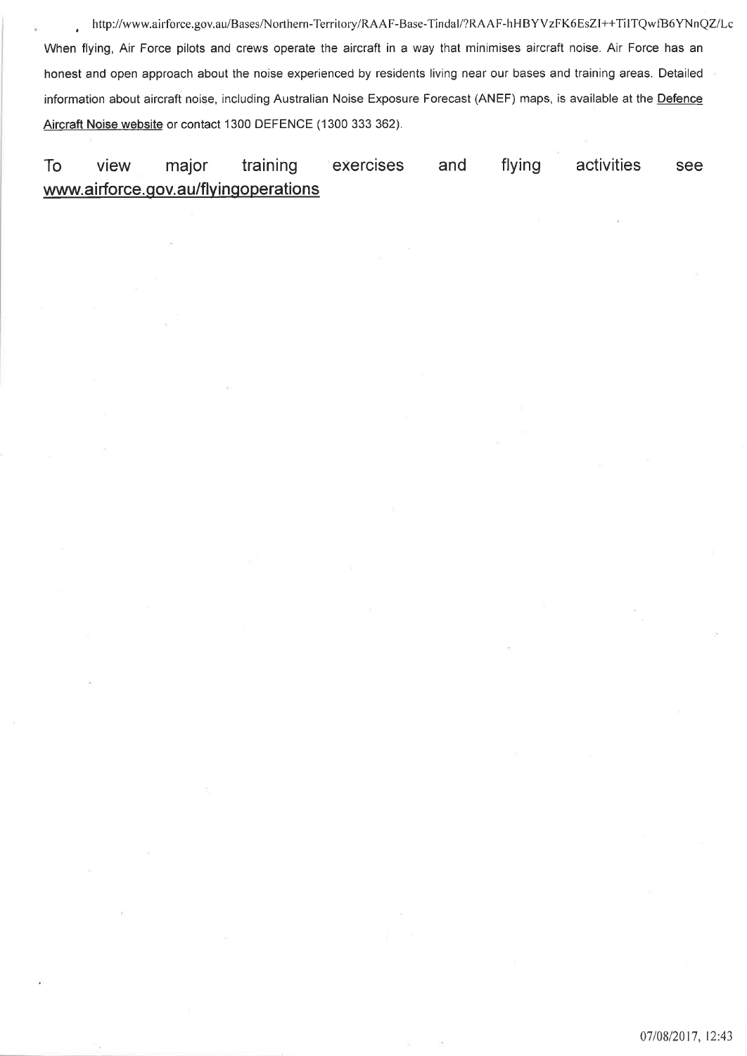When flying, Air Force pilots and crews operate the aircraft in a way that minimises aircraft noise. Air Force has an honest and open approach about the noise experienced by residents living near our bases and training areas. Detailed information about aircraft noise, including Australian Noise Exposure Forecast (ANEF) maps, is available at the Defence Aircraft Noise website or contact 1300 DEFENCE (1300 333 362).

To view major training exercises and flying activities see www.airforce.gov.au/flyingoperations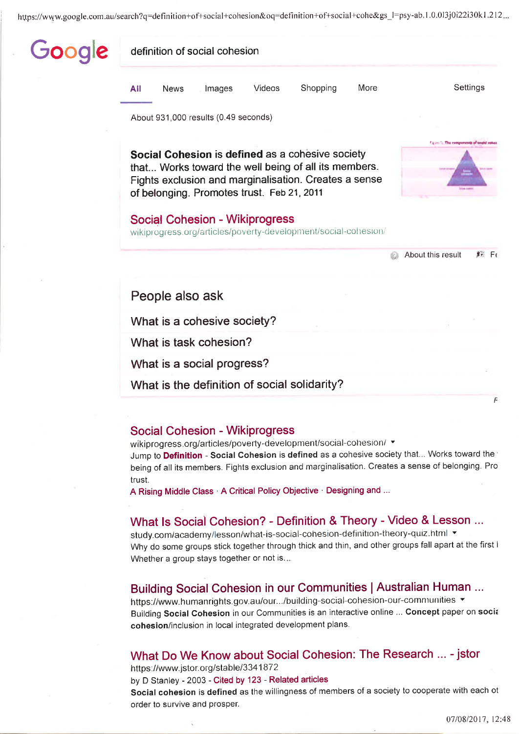https://www.google.com.au/search?q=definition+of+social+cohesion&oq=definition+of+social+cohe&gs_l=psy-ab.1.0.0l3j0i22i30k1.212...

Google

definition of social cohesion

All News Images Videos Shopping More Settings

About 931,000 results (0.49 seconds)

**Social Cohesion** is **defined** as a cohesive society that... Works toward the well being of all its members. Fights exclusion and marginalisation. Creates a sense of belonging. Promotes trust. Feb 21, 2011

Social Cohesion - Wikiprogress
wikiprogress.org/articles/poverty-development/social-cohesion/

About this result Fe

## People also ask

What is a cohesive society?

What is task cohesion?

What is a social progress?

What is the definition of social solidarity?

Social Cohesion - Wikiprogress
wikiprogress.org/articles/poverty-development/social-cohesion/ ▾
Jump to **Definition** - **Social Cohesion** is **defined** as a cohesive society that... Works toward the being of all its members. Fights exclusion and marginalisation. Creates a sense of belonging. Pro trust.
A Rising Middle Class · A Critical Policy Objective · Designing and ...

What Is Social Cohesion? - Definition & Theory - Video & Lesson ...
study.com/academy/lesson/what-is-social-cohesion-definition-theory-quiz.html ▾
Why do some groups stick together through thick and thin, and other groups fall apart at the first l Whether a group stays together or not is...

Building Social Cohesion in our Communities | Australian Human ...
https://www.humanrights.gov.au/our.../building-social-cohesion-our-communities ▾
Building **Social Cohesion** in our Communities is an interactive online ... **Concept** paper on **socia cohesion**/inclusion in local integrated development plans.

What Do We Know about Social Cohesion: The Research ... - jstor
https://www.jstor.org/stable/3341872
by D Stanley - 2003 - Cited by 123 - Related articles
**Social cohesion** is **defined** as the willingness of members of a society to cooperate with each ot order to survive and prosper.

07/08/2017, 12:48